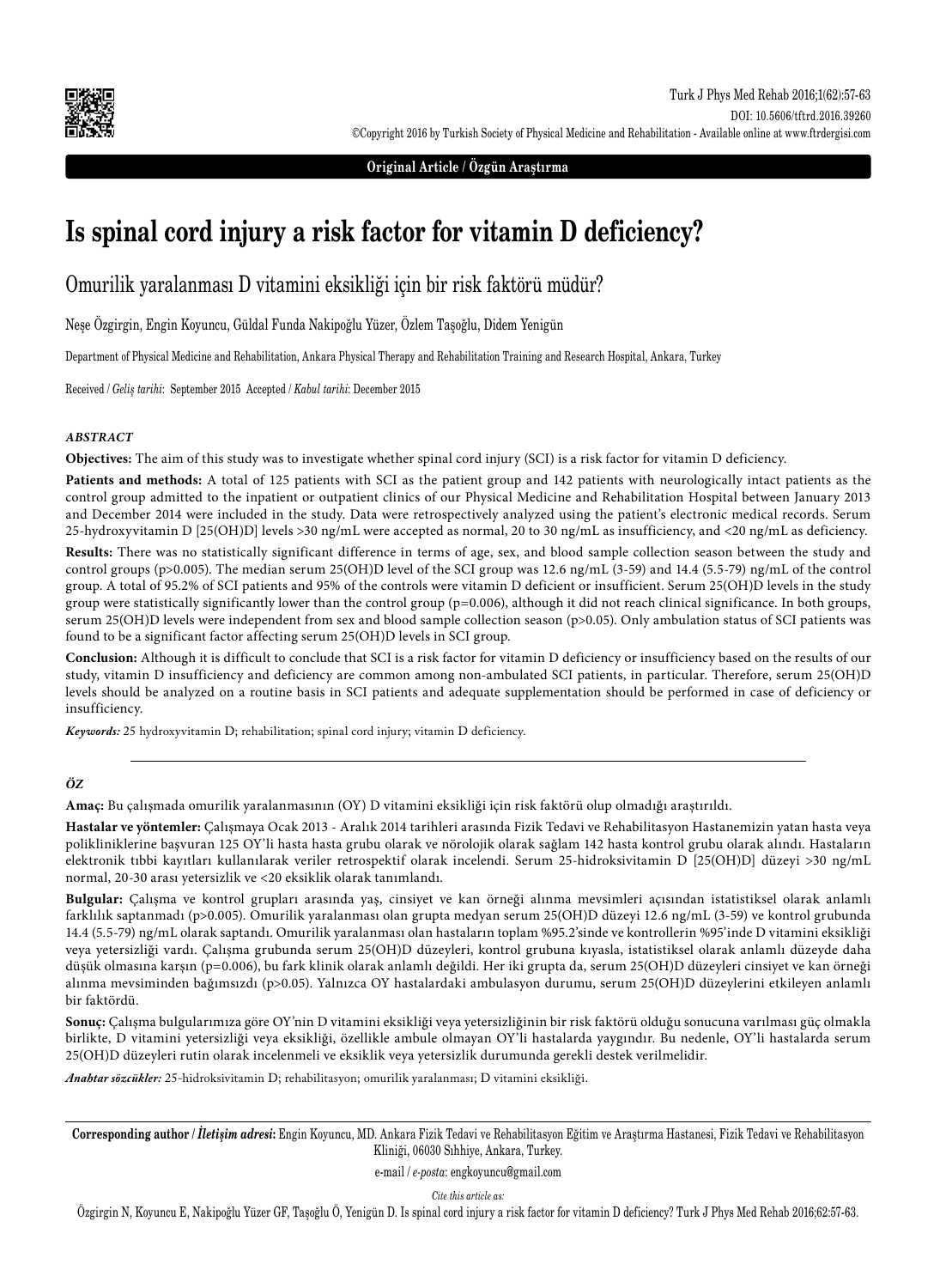Original Article / Özgün Araştırma

# Is spinal cord injury a risk factor for vitamin D deficiency?

## Omurilik yaralanması D vitamini eksikliği için bir risk faktörü müdür?

Neşe Özgirgin, Engin Koyuncu, Güldal Funda Nakipoğlu Yüzer, Özlem Taşoğlu, Didem Yenigün

Department of Physical Medicine and Rehabilitation, Ankara Physical Therapy and Rehabilitation Training and Research Hospital, Ankara, Turkey

Received / *Geliş tarihi*: September 2015 Accepted / *Kabul tarihi*: December 2015

### *ABSTRACT*

**Objectives:** The aim of this study was to investigate whether spinal cord injury (SCI) is a risk factor for vitamin D deficiency.

**Patients and methods:** A total of 125 patients with SCI as the patient group and 142 patients with neurologically intact patients as the control group admitted to the inpatient or outpatient clinics of our Physical Medicine and Rehabilitation Hospital between January 2013 and December 2014 were included in the study. Data were retrospectively analyzed using the patient's electronic medical records. Serum 25-hydroxyvitamin D [25(OH)D] levels >30 ng/mL were accepted as normal, 20 to 30 ng/mL as insufficiency, and <20 ng/mL as deficiency.

**Results:** There was no statistically significant difference in terms of age, sex, and blood sample collection season between the study and control groups (p>0.005). The median serum 25(OH)D level of the SCI group was 12.6 ng/mL (3-59) and 14.4 (5.5-79) ng/mL of the control group. A total of 95.2% of SCI patients and 95% of the controls were vitamin D deficient or insufficient. Serum 25(OH)D levels in the study group were statistically significantly lower than the control group (p=0.006), although it did not reach clinical significance. In both groups, serum 25(OH)D levels were independent from sex and blood sample collection season (p>0.05). Only ambulation status of SCI patients was found to be a significant factor affecting serum 25(OH)D levels in SCI group.

**Conclusion:** Although it is difficult to conclude that SCI is a risk factor for vitamin D deficiency or insufficiency based on the results of our study, vitamin D insufficiency and deficiency are common among non-ambulated SCI patients, in particular. Therefore, serum 25(OH)D levels should be analyzed on a routine basis in SCI patients and adequate supplementation should be performed in case of deficiency or insufficiency.

***Keywords:*** 25 hydroxyvitamin D; rehabilitation; spinal cord injury; vitamin D deficiency.

### *ÖZ*

**Amaç:** Bu çalışmada omurilik yaralanmasının (OY) D vitamini eksikliği için risk faktörü olup olmadığı araştırıldı.

**Hastalar ve yöntemler:** Çalışmaya Ocak 2013 - Aralık 2014 tarihleri arasında Fizik Tedavi ve Rehabilitasyon Hastanemizin yatan hasta veya polikliniklerine başvuran 125 OY'li hasta hasta grubu olarak ve nörolojik olarak sağlam 142 hasta kontrol grubu olarak alındı. Hastaların elektronik tıbbi kayıtları kullanılarak veriler retrospektif olarak incelendi. Serum 25-hidroksivitamin D [25(OH)D] düzeyi >30 ng/mL normal, 20-30 arası yetersizlik ve <20 eksiklik olarak tanımlandı.

**Bulgular:** Çalışma ve kontrol grupları arasında yaş, cinsiyet ve kan örneği alınma mevsimleri açısından istatistiksel olarak anlamlı farklılık saptanmadı (p>0.005). Omurilik yaralanması olan grupta medyan serum 25(OH)D düzeyi 12.6 ng/mL (3-59) ve kontrol grubunda 14.4 (5.5-79) ng/mL olarak saptandı. Omurilik yaralanması olan hastaların toplam %95.2'sinde ve kontrollerin %95'inde D vitamini eksikliği veya yetersizliği vardı. Çalışma grubunda serum 25(OH)D düzeyleri, kontrol grubuna kıyasla, istatistiksel olarak anlamlı düzeyde daha düşük olmasına karşın (p=0.006), bu fark klinik olarak anlamlı değildi. Her iki grupta da, serum 25(OH)D düzeyleri cinsiyet ve kan örneği alınma mevsiminden bağımsızdı (p>0.05). Yalnızca OY hastalardaki ambulasyon durumu, serum 25(OH)D düzeylerini etkileyen anlamlı bir faktördü.

**Sonuç:** Çalışma bulgularımıza göre OY'nin D vitamini eksikliği veya yetersizliğinin bir risk faktörü olduğu sonucuna varılması güç olmakla birlikte, D vitamini yetersizliği veya eksikliği, özellikle ambule olmayan OY'li hastalarda yaygındır. Bu nedenle, OY'li hastalarda serum 25(OH)D düzeyleri rutin olarak incelenmeli ve eksiklik veya yetersizlik durumunda gerekli destek verilmelidir.

***Anahtar sözcükler:*** 25-hidroksivitamin D; rehabilitasyon; omurilik yaralanması; D vitamini eksikliği.

---

**Corresponding author / *İletişim adresi*:** Engin Koyuncu, MD. Ankara Fizik Tedavi ve Rehabilitasyon Eğitim ve Araştırma Hastanesi, Fizik Tedavi ve Rehabilitasyon Kliniği, 06030 Sıhhiye, Ankara, Turkey.

e-mail / *e-posta*: engkoyuncu@gmail.com

*Cite this article as:*

Özgirgin N, Koyuncu E, Nakipoğlu Yüzer GF, Taşoğlu Ö, Yenigün D. Is spinal cord injury a risk factor for vitamin D deficiency? Turk J Phys Med Rehab 2016;62:57-63.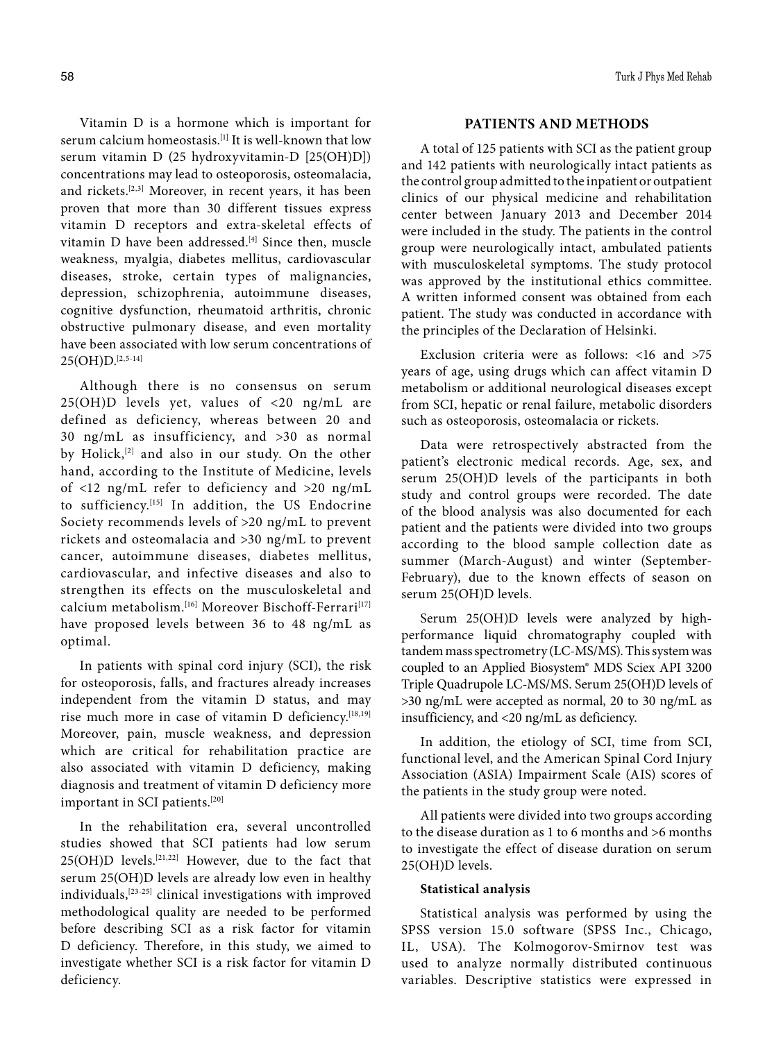Vitamin D is a hormone which is important for serum calcium homeostasis.[1] It is well-known that low serum vitamin D (25 hydroxyvitamin-D [25(OH)D]) concentrations may lead to osteoporosis, osteomalacia, and rickets.[2,3] Moreover, in recent years, it has been proven that more than 30 different tissues express vitamin D receptors and extra-skeletal effects of vitamin D have been addressed.[4] Since then, muscle weakness, myalgia, diabetes mellitus, cardiovascular diseases, stroke, certain types of malignancies, depression, schizophrenia, autoimmune diseases, cognitive dysfunction, rheumatoid arthritis, chronic obstructive pulmonary disease, and even mortality have been associated with low serum concentrations of 25(OH)D.[2,5-14]

Although there is no consensus on serum 25(OH)D levels yet, values of <20 ng/mL are defined as deficiency, whereas between 20 and 30 ng/mL as insufficiency, and >30 as normal by Holick,[2] and also in our study. On the other hand, according to the Institute of Medicine, levels of <12 ng/mL refer to deficiency and >20 ng/mL to sufficiency.[15] In addition, the US Endocrine Society recommends levels of >20 ng/mL to prevent rickets and osteomalacia and >30 ng/mL to prevent cancer, autoimmune diseases, diabetes mellitus, cardiovascular, and infective diseases and also to strengthen its effects on the musculoskeletal and calcium metabolism.[16] Moreover Bischoff-Ferrari[17] have proposed levels between 36 to 48 ng/mL as optimal.

In patients with spinal cord injury (SCI), the risk for osteoporosis, falls, and fractures already increases independent from the vitamin D status, and may rise much more in case of vitamin D deficiency.[18,19] Moreover, pain, muscle weakness, and depression which are critical for rehabilitation practice are also associated with vitamin D deficiency, making diagnosis and treatment of vitamin D deficiency more important in SCI patients.[20]

In the rehabilitation era, several uncontrolled studies showed that SCI patients had low serum 25(OH)D levels.[21,22] However, due to the fact that serum 25(OH)D levels are already low even in healthy individuals,[23-25] clinical investigations with improved methodological quality are needed to be performed before describing SCI as a risk factor for vitamin D deficiency. Therefore, in this study, we aimed to investigate whether SCI is a risk factor for vitamin D deficiency.

## PATIENTS AND METHODS

A total of 125 patients with SCI as the patient group and 142 patients with neurologically intact patients as the control group admitted to the inpatient or outpatient clinics of our physical medicine and rehabilitation center between January 2013 and December 2014 were included in the study. The patients in the control group were neurologically intact, ambulated patients with musculoskeletal symptoms. The study protocol was approved by the institutional ethics committee. A written informed consent was obtained from each patient. The study was conducted in accordance with the principles of the Declaration of Helsinki.

Exclusion criteria were as follows: <16 and >75 years of age, using drugs which can affect vitamin D metabolism or additional neurological diseases except from SCI, hepatic or renal failure, metabolic disorders such as osteoporosis, osteomalacia or rickets.

Data were retrospectively abstracted from the patient's electronic medical records. Age, sex, and serum 25(OH)D levels of the participants in both study and control groups were recorded. The date of the blood analysis was also documented for each patient and the patients were divided into two groups according to the blood sample collection date as summer (March-August) and winter (September-February), due to the known effects of season on serum 25(OH)D levels.

Serum 25(OH)D levels were analyzed by high-performance liquid chromatography coupled with tandem mass spectrometry (LC-MS/MS). This system was coupled to an Applied Biosystem® MDS Sciex API 3200 Triple Quadrupole LC-MS/MS. Serum 25(OH)D levels of >30 ng/mL were accepted as normal, 20 to 30 ng/mL as insufficiency, and <20 ng/mL as deficiency.

In addition, the etiology of SCI, time from SCI, functional level, and the American Spinal Cord Injury Association (ASIA) Impairment Scale (AIS) scores of the patients in the study group were noted.

All patients were divided into two groups according to the disease duration as 1 to 6 months and >6 months to investigate the effect of disease duration on serum 25(OH)D levels.

### Statistical analysis

Statistical analysis was performed by using the SPSS version 15.0 software (SPSS Inc., Chicago, IL, USA). The Kolmogorov-Smirnov test was used to analyze normally distributed continuous variables. Descriptive statistics were expressed in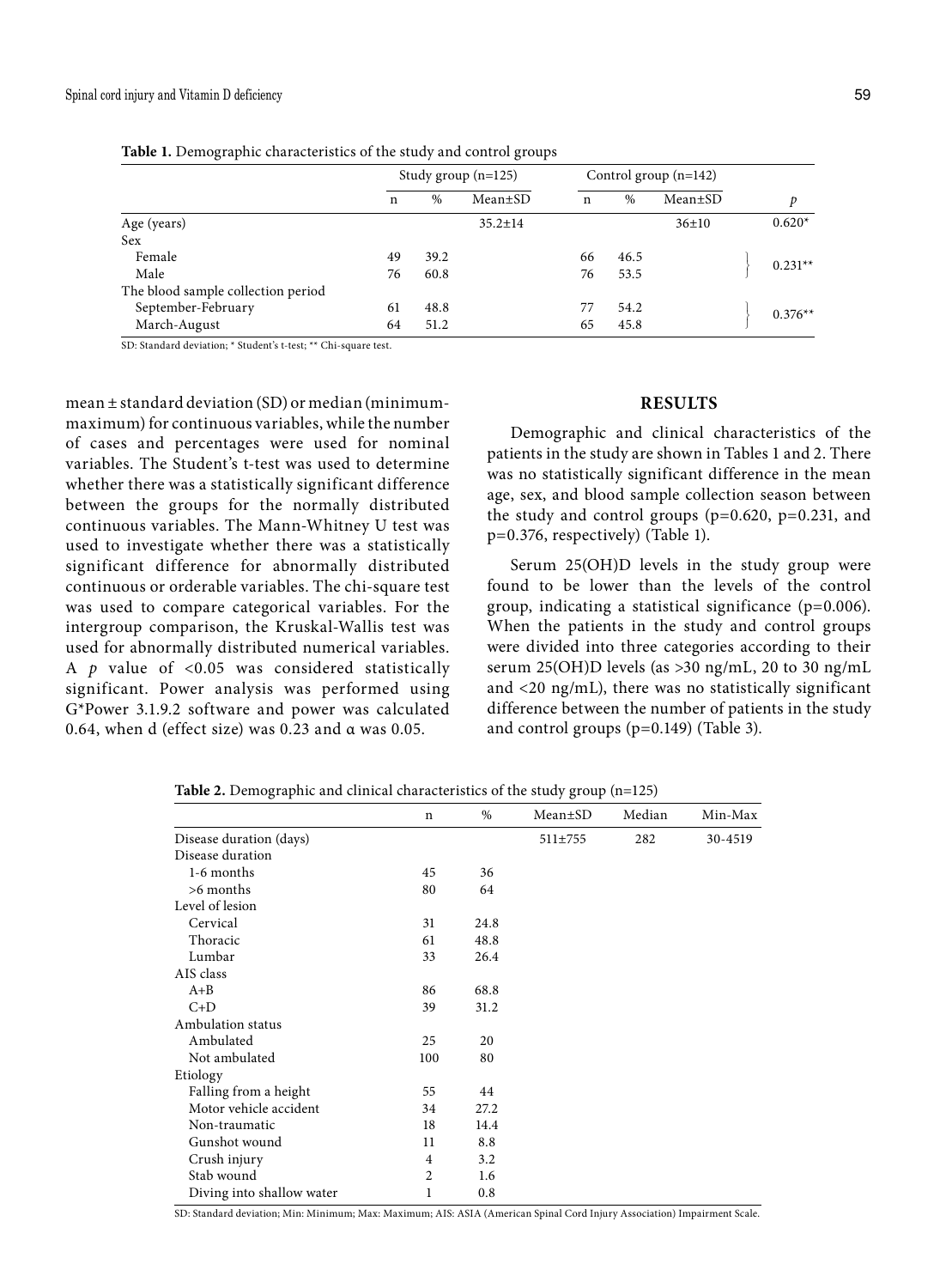**Table 1.** Demographic characteristics of the study and control groups

| | Study group (n=125) | | | Control group (n=142) | | | |
|---|---|---|---|---|---|---|---|
| | n | % | Mean±SD | n | % | Mean±SD | *p* |
| Age (years) | | | 35.2±14 | | | 36±10 | 0.620* |
| Sex | | | | | | | |
| Female | 49 | 39.2 | | 66 | 46.5 | | 0.231** |
| Male | 76 | 60.8 | | 76 | 53.5 | | |
| The blood sample collection period | | | | | | | |
| September-February | 61 | 48.8 | | 77 | 54.2 | | 0.376** |
| March-August | 64 | 51.2 | | 65 | 45.8 | | |

SD: Standard deviation; * Student's t-test; ** Chi-square test.

mean ± standard deviation (SD) or median (minimum-maximum) for continuous variables, while the number of cases and percentages were used for nominal variables. The Student's t-test was used to determine whether there was a statistically significant difference between the groups for the normally distributed continuous variables. The Mann-Whitney U test was used to investigate whether there was a statistically significant difference for abnormally distributed continuous or orderable variables. The chi-square test was used to compare categorical variables. For the intergroup comparison, the Kruskal-Wallis test was used for abnormally distributed numerical variables. A *p* value of <0.05 was considered statistically significant. Power analysis was performed using G*Power 3.1.9.2 software and power was calculated 0.64, when d (effect size) was 0.23 and α was 0.05.

## RESULTS

Demographic and clinical characteristics of the patients in the study are shown in Tables 1 and 2. There was no statistically significant difference in the mean age, sex, and blood sample collection season between the study and control groups (p=0.620, p=0.231, and p=0.376, respectively) (Table 1).

Serum 25(OH)D levels in the study group were found to be lower than the levels of the control group, indicating a statistical significance (p=0.006). When the patients in the study and control groups were divided into three categories according to their serum 25(OH)D levels (as >30 ng/mL, 20 to 30 ng/mL and <20 ng/mL), there was no statistically significant difference between the number of patients in the study and control groups (p=0.149) (Table 3).

**Table 2.** Demographic and clinical characteristics of the study group (n=125)

| | n | % | Mean±SD | Median | Min-Max |
|---|---|---|---|---|---|
| Disease duration (days) | | | 511±755 | 282 | 30-4519 |
| Disease duration | | | | | |
| 1-6 months | 45 | 36 | | | |
| >6 months | 80 | 64 | | | |
| Level of lesion | | | | | |
| Cervical | 31 | 24.8 | | | |
| Thoracic | 61 | 48.8 | | | |
| Lumbar | 33 | 26.4 | | | |
| AIS class | | | | | |
| A+B | 86 | 68.8 | | | |
| C+D | 39 | 31.2 | | | |
| Ambulation status | | | | | |
| Ambulated | 25 | 20 | | | |
| Not ambulated | 100 | 80 | | | |
| Etiology | | | | | |
| Falling from a height | 55 | 44 | | | |
| Motor vehicle accident | 34 | 27.2 | | | |
| Non-traumatic | 18 | 14.4 | | | |
| Gunshot wound | 11 | 8.8 | | | |
| Crush injury | 4 | 3.2 | | | |
| Stab wound | 2 | 1.6 | | | |
| Diving into shallow water | 1 | 0.8 | | | |

SD: Standard deviation; Min: Minimum; Max: Maximum; AIS: ASIA (American Spinal Cord Injury Association) Impairment Scale.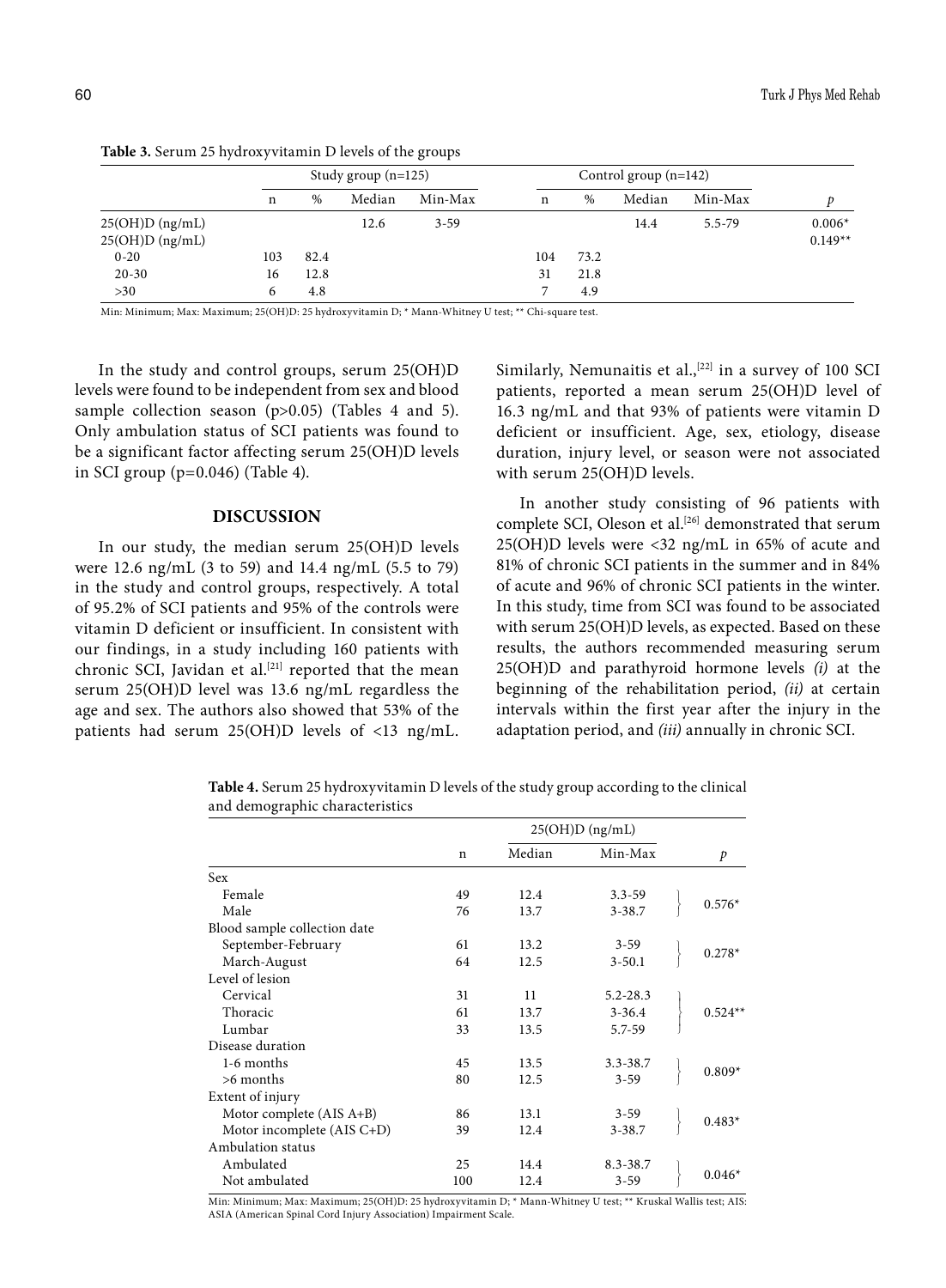**Table 3.** Serum 25 hydroxyvitamin D levels of the groups

| | Study group (n=125) | | | | Control group (n=142) | | | | |
|---|---|---|---|---|---|---|---|---|---|
| | n | % | Median | Min-Max | n | % | Median | Min-Max | *p* |
| 25(OH)D (ng/mL) | | | 12.6 | 3-59 | | | 14.4 | 5.5-79 | 0.006* |
| 25(OH)D (ng/mL) | | | | | | | | | 0.149** |
| 0-20 | 103 | 82.4 | | | 104 | 73.2 | | | |
| 20-30 | 16 | 12.8 | | | 31 | 21.8 | | | |
| >30 | 6 | 4.8 | | | 7 | 4.9 | | | |

Min: Minimum; Max: Maximum; 25(OH)D: 25 hydroxyvitamin D; * Mann-Whitney U test; ** Chi-square test.

In the study and control groups, serum 25(OH)D levels were found to be independent from sex and blood sample collection season (p>0.05) (Tables 4 and 5). Only ambulation status of SCI patients was found to be a significant factor affecting serum 25(OH)D levels in SCI group (p=0.046) (Table 4).

## DISCUSSION

In our study, the median serum 25(OH)D levels were 12.6 ng/mL (3 to 59) and 14.4 ng/mL (5.5 to 79) in the study and control groups, respectively. A total of 95.2% of SCI patients and 95% of the controls were vitamin D deficient or insufficient. In consistent with our findings, in a study including 160 patients with chronic SCI, Javidan et al.[21] reported that the mean serum 25(OH)D level was 13.6 ng/mL regardless the age and sex. The authors also showed that 53% of the patients had serum 25(OH)D levels of <13 ng/mL. Similarly, Nemunaitis et al.,[22] in a survey of 100 SCI patients, reported a mean serum 25(OH)D level of 16.3 ng/mL and that 93% of patients were vitamin D deficient or insufficient. Age, sex, etiology, disease duration, injury level, or season were not associated with serum 25(OH)D levels.

In another study consisting of 96 patients with complete SCI, Oleson et al.[26] demonstrated that serum 25(OH)D levels were <32 ng/mL in 65% of acute and 81% of chronic SCI patients in the summer and in 84% of acute and 96% of chronic SCI patients in the winter. In this study, time from SCI was found to be associated with serum 25(OH)D levels, as expected. Based on these results, the authors recommended measuring serum 25(OH)D and parathyroid hormone levels *(i)* at the beginning of the rehabilitation period, *(ii)* at certain intervals within the first year after the injury in the adaptation period, and *(iii)* annually in chronic SCI.

**Table 4.** Serum 25 hydroxyvitamin D levels of the study group according to the clinical and demographic characteristics

| | | 25(OH)D (ng/mL) | | |
|---|---|---|---|---|
| | n | Median | Min-Max | *p* |
| Sex | | | | |
| Female | 49 | 12.4 | 3.3-59 | 0.576* |
| Male | 76 | 13.7 | 3-38.7 | |
| Blood sample collection date | | | | |
| September-February | 61 | 13.2 | 3-59 | 0.278* |
| March-August | 64 | 12.5 | 3-50.1 | |
| Level of lesion | | | | |
| Cervical | 31 | 11 | 5.2-28.3 | 0.524** |
| Thoracic | 61 | 13.7 | 3-36.4 | |
| Lumbar | 33 | 13.5 | 5.7-59 | |
| Disease duration | | | | |
| 1-6 months | 45 | 13.5 | 3.3-38.7 | 0.809* |
| >6 months | 80 | 12.5 | 3-59 | |
| Extent of injury | | | | |
| Motor complete (AIS A+B) | 86 | 13.1 | 3-59 | 0.483* |
| Motor incomplete (AIS C+D) | 39 | 12.4 | 3-38.7 | |
| Ambulation status | | | | |
| Ambulated | 25 | 14.4 | 8.3-38.7 | 0.046* |
| Not ambulated | 100 | 12.4 | 3-59 | |

Min: Minimum; Max: Maximum; 25(OH)D: 25 hydroxyvitamin D; * Mann-Whitney U test; ** Kruskal Wallis test; AIS: ASIA (American Spinal Cord Injury Association) Impairment Scale.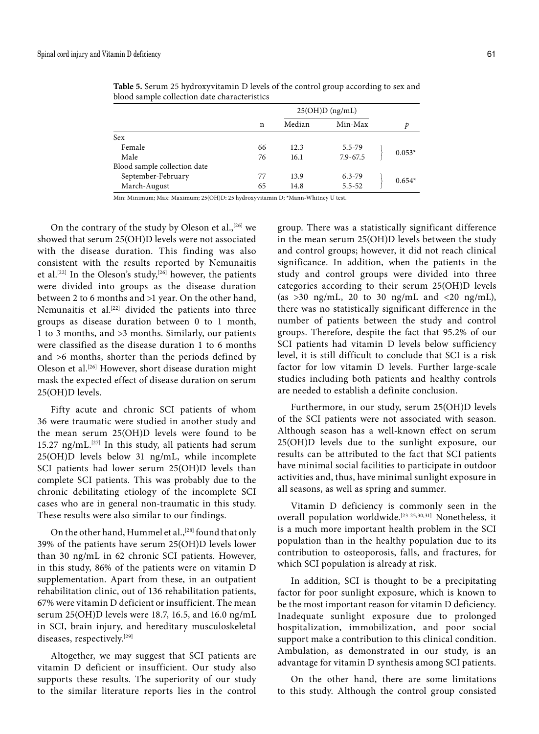**Table 5.** Serum 25 hydroxyvitamin D levels of the control group according to sex and blood sample collection date characteristics

| | n | 25(OH)D (ng/mL) Median | 25(OH)D (ng/mL) Min-Max | *p* |
|---|---|---|---|---|
| Sex | | | | |
| Female | 66 | 12.3 | 5.5-79 | 0.053* |
| Male | 76 | 16.1 | 7.9-67.5 | |
| Blood sample collection date | | | | |
| September-February | 77 | 13.9 | 6.3-79 | 0.654* |
| March-August | 65 | 14.8 | 5.5-52 | |

Min: Minimum; Max: Maximum; 25(OH)D: 25 hydroxyvitamin D; * Mann-Whitney U test.

On the contrary of the study by Oleson et al.,[26] we showed that serum 25(OH)D levels were not associated with the disease duration. This finding was also consistent with the results reported by Nemunaitis et al.[22] In the Oleson's study,[26] however, the patients were divided into groups as the disease duration between 2 to 6 months and >1 year. On the other hand, Nemunaitis et al.[22] divided the patients into three groups as disease duration between 0 to 1 month, 1 to 3 months, and >3 months. Similarly, our patients were classified as the disease duration 1 to 6 months and >6 months, shorter than the periods defined by Oleson et al.[26] However, short disease duration might mask the expected effect of disease duration on serum 25(OH)D levels.

Fifty acute and chronic SCI patients of whom 36 were traumatic were studied in another study and the mean serum 25(OH)D levels were found to be 15.27 ng/mL.[27] In this study, all patients had serum 25(OH)D levels below 31 ng/mL, while incomplete SCI patients had lower serum 25(OH)D levels than complete SCI patients. This was probably due to the chronic debilitating etiology of the incomplete SCI cases who are in general non-traumatic in this study. These results were also similar to our findings.

On the other hand, Hummel et al.,[28] found that only 39% of the patients have serum 25(OH)D levels lower than 30 ng/mL in 62 chronic SCI patients. However, in this study, 86% of the patients were on vitamin D supplementation. Apart from these, in an outpatient rehabilitation clinic, out of 136 rehabilitation patients, 67% were vitamin D deficient or insufficient. The mean serum 25(OH)D levels were 18.7, 16.5, and 16.0 ng/mL in SCI, brain injury, and hereditary musculoskeletal diseases, respectively.[29]

Altogether, we may suggest that SCI patients are vitamin D deficient or insufficient. Our study also supports these results. The superiority of our study to the similar literature reports lies in the control group. There was a statistically significant difference in the mean serum 25(OH)D levels between the study and control groups; however, it did not reach clinical significance. In addition, when the patients in the study and control groups were divided into three categories according to their serum 25(OH)D levels (as >30 ng/mL, 20 to 30 ng/mL and <20 ng/mL), there was no statistically significant difference in the number of patients between the study and control groups. Therefore, despite the fact that 95.2% of our SCI patients had vitamin D levels below sufficiency level, it is still difficult to conclude that SCI is a risk factor for low vitamin D levels. Further large-scale studies including both patients and healthy controls are needed to establish a definite conclusion.

Furthermore, in our study, serum 25(OH)D levels of the SCI patients were not associated with season. Although season has a well-known effect on serum 25(OH)D levels due to the sunlight exposure, our results can be attributed to the fact that SCI patients have minimal social facilities to participate in outdoor activities and, thus, have minimal sunlight exposure in all seasons, as well as spring and summer.

Vitamin D deficiency is commonly seen in the overall population worldwide.[23-25,30,31] Nonetheless, it is a much more important health problem in the SCI population than in the healthy population due to its contribution to osteoporosis, falls, and fractures, for which SCI population is already at risk.

In addition, SCI is thought to be a precipitating factor for poor sunlight exposure, which is known to be the most important reason for vitamin D deficiency. Inadequate sunlight exposure due to prolonged hospitalization, immobilization, and poor social support make a contribution to this clinical condition. Ambulation, as demonstrated in our study, is an advantage for vitamin D synthesis among SCI patients.

On the other hand, there are some limitations to this study. Although the control group consisted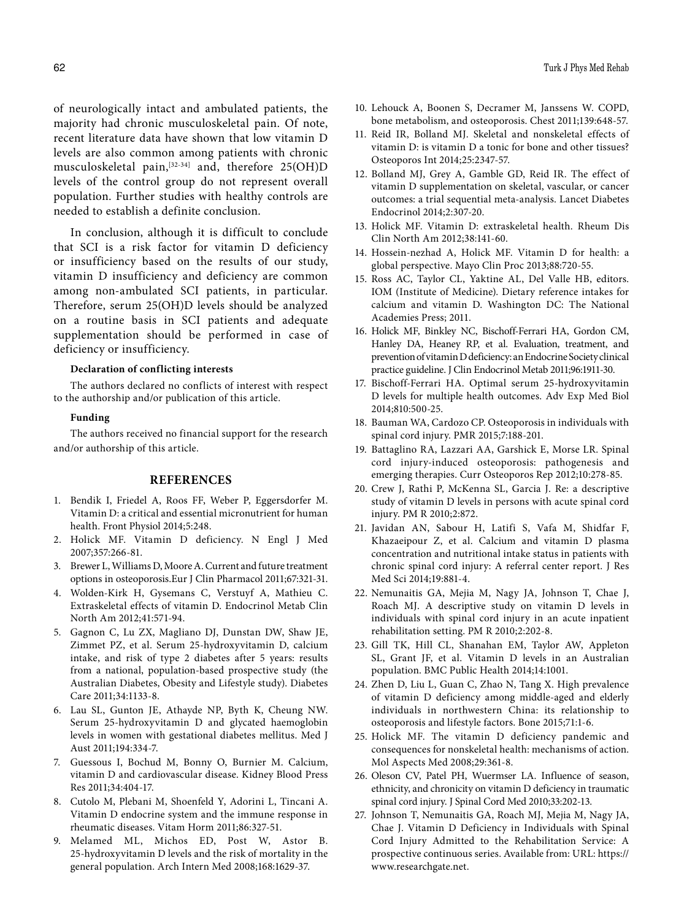of neurologically intact and ambulated patients, the majority had chronic musculoskeletal pain. Of note, recent literature data have shown that low vitamin D levels are also common among patients with chronic musculoskeletal pain,[32-34] and, therefore 25(OH)D levels of the control group do not represent overall population. Further studies with healthy controls are needed to establish a definite conclusion.

In conclusion, although it is difficult to conclude that SCI is a risk factor for vitamin D deficiency or insufficiency based on the results of our study, vitamin D insufficiency and deficiency are common among non-ambulated SCI patients, in particular. Therefore, serum 25(OH)D levels should be analyzed on a routine basis in SCI patients and adequate supplementation should be performed in case of deficiency or insufficiency.

**Declaration of conflicting interests**

The authors declared no conflicts of interest with respect to the authorship and/or publication of this article.

**Funding**

The authors received no financial support for the research and/or authorship of this article.

## REFERENCES

1. Bendik I, Friedel A, Roos FF, Weber P, Eggersdorfer M. Vitamin D: a critical and essential micronutrient for human health. Front Physiol 2014;5:248.
2. Holick MF. Vitamin D deficiency. N Engl J Med 2007;357:266-81.
3. Brewer L, Williams D, Moore A. Current and future treatment options in osteoporosis.Eur J Clin Pharmacol 2011;67:321-31.
4. Wolden-Kirk H, Gysemans C, Verstuyf A, Mathieu C. Extraskeletal effects of vitamin D. Endocrinol Metab Clin North Am 2012;41:571-94.
5. Gagnon C, Lu ZX, Magliano DJ, Dunstan DW, Shaw JE, Zimmet PZ, et al. Serum 25-hydroxyvitamin D, calcium intake, and risk of type 2 diabetes after 5 years: results from a national, population-based prospective study (the Australian Diabetes, Obesity and Lifestyle study). Diabetes Care 2011;34:1133-8.
6. Lau SL, Gunton JE, Athayde NP, Byth K, Cheung NW. Serum 25-hydroxyvitamin D and glycated haemoglobin levels in women with gestational diabetes mellitus. Med J Aust 2011;194:334-7.
7. Guessous I, Bochud M, Bonny O, Burnier M. Calcium, vitamin D and cardiovascular disease. Kidney Blood Press Res 2011;34:404-17.
8. Cutolo M, Plebani M, Shoenfeld Y, Adorini L, Tincani A. Vitamin D endocrine system and the immune response in rheumatic diseases. Vitam Horm 2011;86:327-51.
9. Melamed ML, Michos ED, Post W, Astor B. 25-hydroxyvitamin D levels and the risk of mortality in the general population. Arch Intern Med 2008;168:1629-37.
10. Lehouck A, Boonen S, Decramer M, Janssens W. COPD, bone metabolism, and osteoporosis. Chest 2011;139:648-57.
11. Reid IR, Bolland MJ. Skeletal and nonskeletal effects of vitamin D: is vitamin D a tonic for bone and other tissues? Osteoporos Int 2014;25:2347-57.
12. Bolland MJ, Grey A, Gamble GD, Reid IR. The effect of vitamin D supplementation on skeletal, vascular, or cancer outcomes: a trial sequential meta-analysis. Lancet Diabetes Endocrinol 2014;2:307-20.
13. Holick MF. Vitamin D: extraskeletal health. Rheum Dis Clin North Am 2012;38:141-60.
14. Hossein-nezhad A, Holick MF. Vitamin D for health: a global perspective. Mayo Clin Proc 2013;88:720-55.
15. Ross AC, Taylor CL, Yaktine AL, Del Valle HB, editors. IOM (Institute of Medicine). Dietary reference intakes for calcium and vitamin D. Washington DC: The National Academies Press; 2011.
16. Holick MF, Binkley NC, Bischoff-Ferrari HA, Gordon CM, Hanley DA, Heaney RP, et al. Evaluation, treatment, and prevention of vitamin D deficiency: an Endocrine Society clinical practice guideline. J Clin Endocrinol Metab 2011;96:1911-30.
17. Bischoff-Ferrari HA. Optimal serum 25-hydroxyvitamin D levels for multiple health outcomes. Adv Exp Med Biol 2014;810:500-25.
18. Bauman WA, Cardozo CP. Osteoporosis in individuals with spinal cord injury. PMR 2015;7:188-201.
19. Battaglino RA, Lazzari AA, Garshick E, Morse LR. Spinal cord injury-induced osteoporosis: pathogenesis and emerging therapies. Curr Osteoporos Rep 2012;10:278-85.
20. Crew J, Rathi P, McKenna SL, Garcia J. Re: a descriptive study of vitamin D levels in persons with acute spinal cord injury. PM R 2010;2:872.
21. Javidan AN, Sabour H, Latifi S, Vafa M, Shidfar F, Khazaeipour Z, et al. Calcium and vitamin D plasma concentration and nutritional intake status in patients with chronic spinal cord injury: A referral center report. J Res Med Sci 2014;19:881-4.
22. Nemunaitis GA, Mejia M, Nagy JA, Johnson T, Chae J, Roach MJ. A descriptive study on vitamin D levels in individuals with spinal cord injury in an acute inpatient rehabilitation setting. PM R 2010;2:202-8.
23. Gill TK, Hill CL, Shanahan EM, Taylor AW, Appleton SL, Grant JF, et al. Vitamin D levels in an Australian population. BMC Public Health 2014;14:1001.
24. Zhen D, Liu L, Guan C, Zhao N, Tang X. High prevalence of vitamin D deficiency among middle-aged and elderly individuals in northwestern China: its relationship to osteoporosis and lifestyle factors. Bone 2015;71:1-6.
25. Holick MF. The vitamin D deficiency pandemic and consequences for nonskeletal health: mechanisms of action. Mol Aspects Med 2008;29:361-8.
26. Oleson CV, Patel PH, Wuermser LA. Influence of season, ethnicity, and chronicity on vitamin D deficiency in traumatic spinal cord injury. J Spinal Cord Med 2010;33:202-13.
27. Johnson T, Nemunaitis GA, Roach MJ, Mejia M, Nagy JA, Chae J. Vitamin D Deficiency in Individuals with Spinal Cord Injury Admitted to the Rehabilitation Service: A prospective continuous series. Available from: URL: https://www.researchgate.net.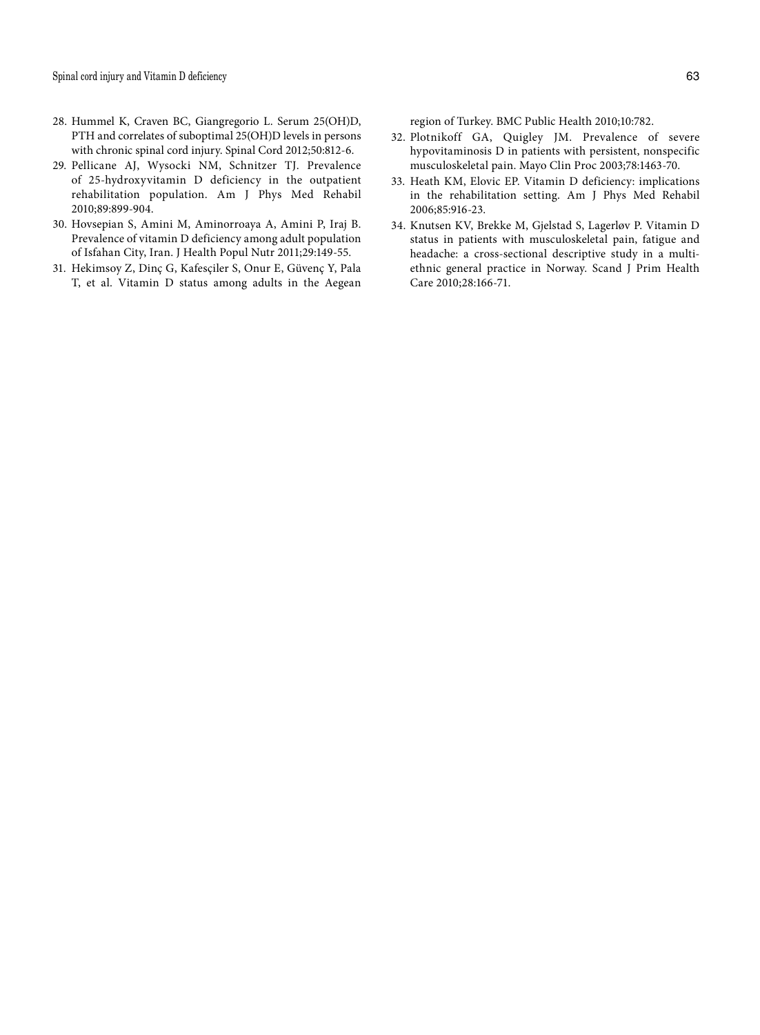28. Hummel K, Craven BC, Giangregorio L. Serum 25(OH)D, PTH and correlates of suboptimal 25(OH)D levels in persons with chronic spinal cord injury. Spinal Cord 2012;50:812-6.
29. Pellicane AJ, Wysocki NM, Schnitzer TJ. Prevalence of 25-hydroxyvitamin D deficiency in the outpatient rehabilitation population. Am J Phys Med Rehabil 2010;89:899-904.
30. Hovsepian S, Amini M, Aminorroaya A, Amini P, Iraj B. Prevalence of vitamin D deficiency among adult population of Isfahan City, Iran. J Health Popul Nutr 2011;29:149-55.
31. Hekimsoy Z, Dinç G, Kafesçiler S, Onur E, Güvenç Y, Pala T, et al. Vitamin D status among adults in the Aegean region of Turkey. BMC Public Health 2010;10:782.
32. Plotnikoff GA, Quigley JM. Prevalence of severe hypovitaminosis D in patients with persistent, nonspecific musculoskeletal pain. Mayo Clin Proc 2003;78:1463-70.
33. Heath KM, Elovic EP. Vitamin D deficiency: implications in the rehabilitation setting. Am J Phys Med Rehabil 2006;85:916-23.
34. Knutsen KV, Brekke M, Gjelstad S, Lagerløv P. Vitamin D status in patients with musculoskeletal pain, fatigue and headache: a cross-sectional descriptive study in a multi-ethnic general practice in Norway. Scand J Prim Health Care 2010;28:166-71.